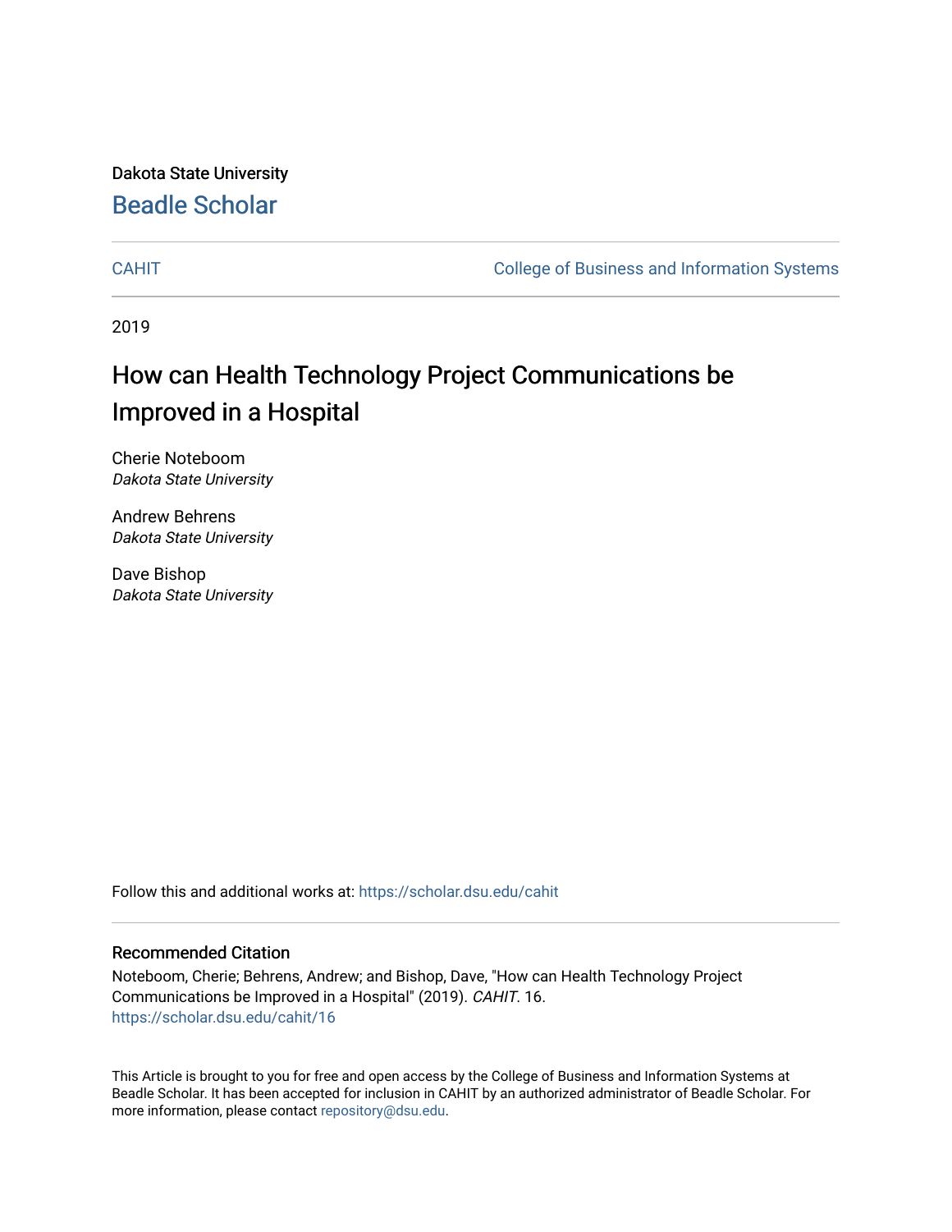Dakota State University

Beadle Scholar

CAHIT

College of Business and Information Systems

2019

# How can Health Technology Project Communications be Improved in a Hospital

Cherie Noteboom
*Dakota State University*

Andrew Behrens
*Dakota State University*

Dave Bishop
*Dakota State University*

Follow this and additional works at: https://scholar.dsu.edu/cahit

## Recommended Citation

Noteboom, Cherie; Behrens, Andrew; and Bishop, Dave, "How can Health Technology Project Communications be Improved in a Hospital" (2019). *CAHIT*. 16.
https://scholar.dsu.edu/cahit/16

This Article is brought to you for free and open access by the College of Business and Information Systems at Beadle Scholar. It has been accepted for inclusion in CAHIT by an authorized administrator of Beadle Scholar. For more information, please contact repository@dsu.edu.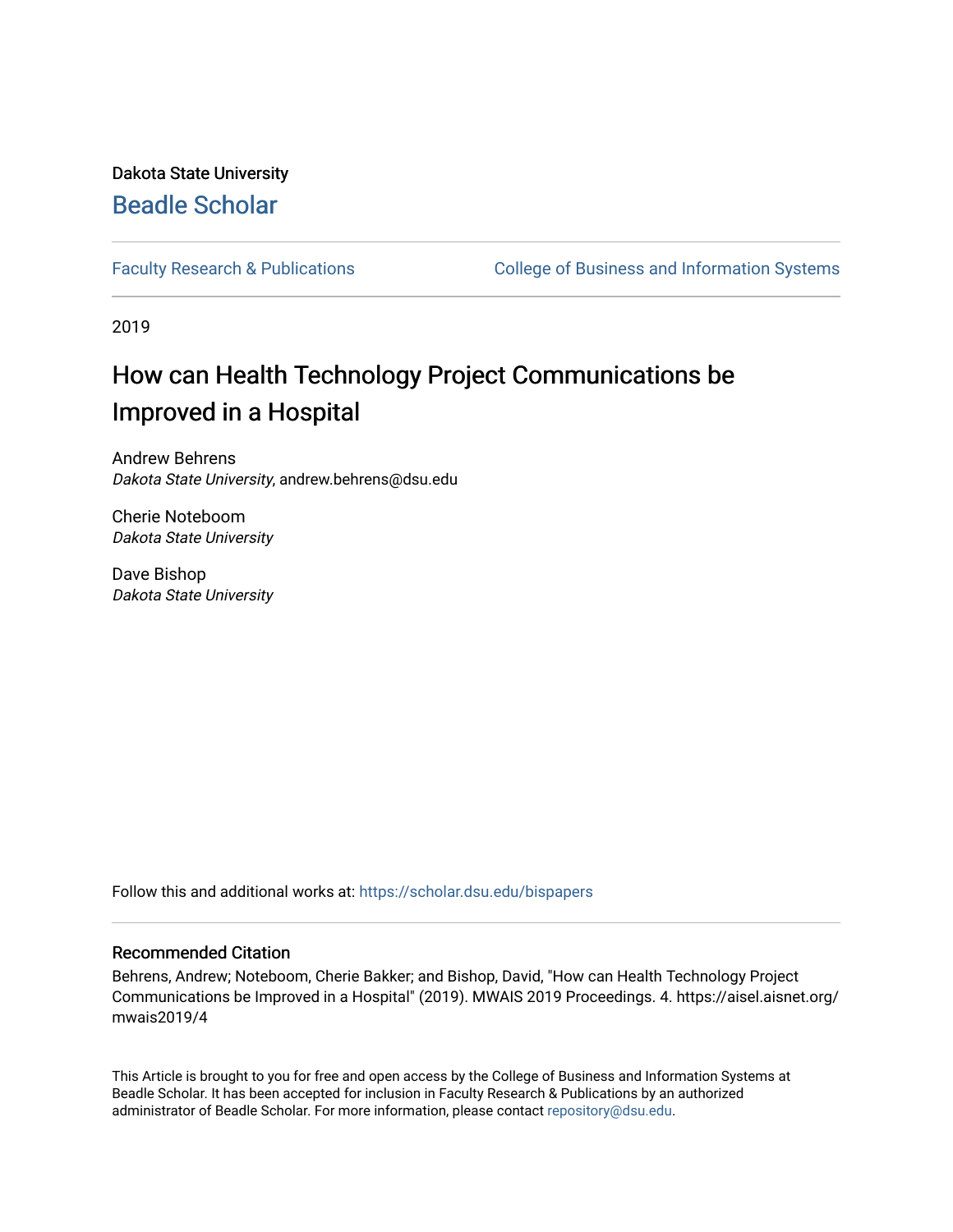Dakota State University

# Beadle Scholar

Faculty Research & Publications | College of Business and Information Systems

2019

# How can Health Technology Project Communications be Improved in a Hospital

Andrew Behrens
*Dakota State University*, andrew.behrens@dsu.edu

Cherie Noteboom
*Dakota State University*

Dave Bishop
*Dakota State University*

Follow this and additional works at: https://scholar.dsu.edu/bispapers

## Recommended Citation

Behrens, Andrew; Noteboom, Cherie Bakker; and Bishop, David, "How can Health Technology Project Communications be Improved in a Hospital" (2019). MWAIS 2019 Proceedings. 4. https://aisel.aisnet.org/mwais2019/4

This Article is brought to you for free and open access by the College of Business and Information Systems at Beadle Scholar. It has been accepted for inclusion in Faculty Research & Publications by an authorized administrator of Beadle Scholar. For more information, please contact repository@dsu.edu.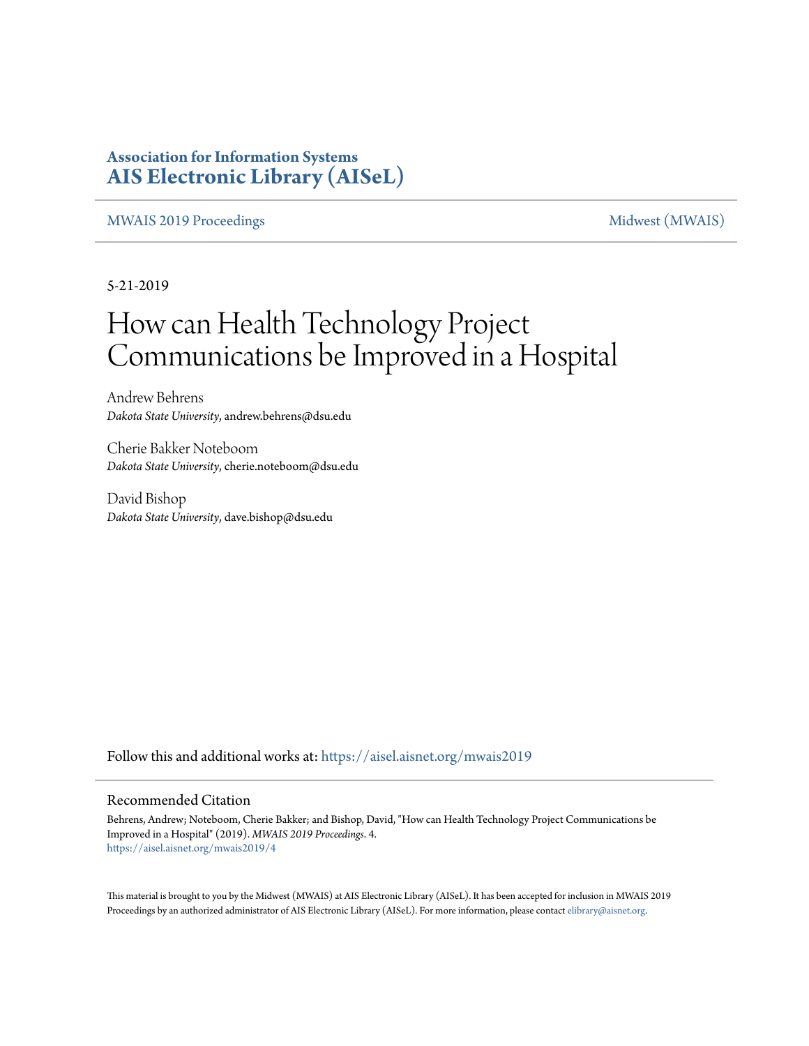**Association for Information Systems**
**[AIS Electronic Library (AISeL)](https://aisel.aisnet.org)**

[MWAIS 2019 Proceedings](https://aisel.aisnet.org/mwais2019) | [Midwest (MWAIS)](https://aisel.aisnet.org/mwais)

5-21-2019

# How can Health Technology Project Communications be Improved in a Hospital

Andrew Behrens
*Dakota State University*, andrew.behrens@dsu.edu

Cherie Bakker Noteboom
*Dakota State University*, cherie.noteboom@dsu.edu

David Bishop
*Dakota State University*, dave.bishop@dsu.edu

Follow this and additional works at: https://aisel.aisnet.org/mwais2019

## Recommended Citation

Behrens, Andrew; Noteboom, Cherie Bakker; and Bishop, David, "How can Health Technology Project Communications be Improved in a Hospital" (2019). *MWAIS 2019 Proceedings*. 4.
https://aisel.aisnet.org/mwais2019/4

This material is brought to you by the Midwest (MWAIS) at AIS Electronic Library (AISeL). It has been accepted for inclusion in MWAIS 2019 Proceedings by an authorized administrator of AIS Electronic Library (AISeL). For more information, please contact elibrary@aisnet.org.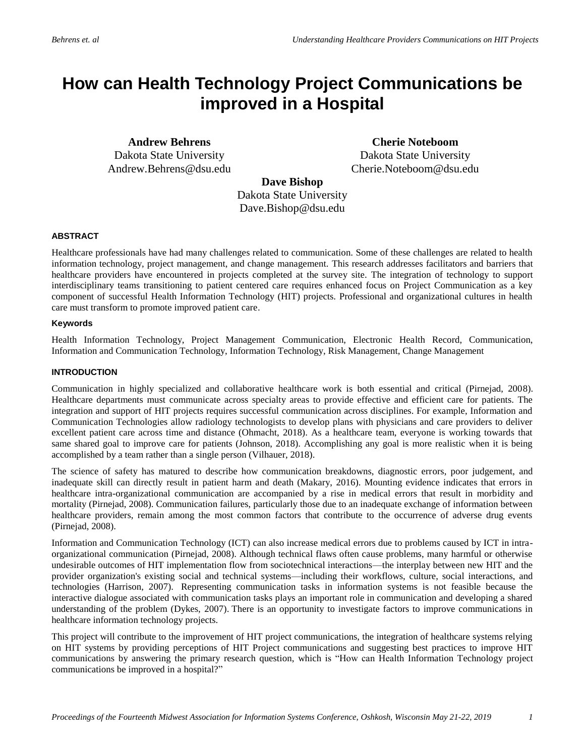# How can Health Technology Project Communications be improved in a Hospital

**Andrew Behrens**
Dakota State University
Andrew.Behrens@dsu.edu

**Cherie Noteboom**
Dakota State University
Cherie.Noteboom@dsu.edu

**Dave Bishop**
Dakota State University
Dave.Bishop@dsu.edu

#### ABSTRACT

Healthcare professionals have had many challenges related to communication. Some of these challenges are related to health information technology, project management, and change management. This research addresses facilitators and barriers that healthcare providers have encountered in projects completed at the survey site. The integration of technology to support interdisciplinary teams transitioning to patient centered care requires enhanced focus on Project Communication as a key component of successful Health Information Technology (HIT) projects. Professional and organizational cultures in health care must transform to promote improved patient care.

#### Keywords

Health Information Technology, Project Management Communication, Electronic Health Record, Communication, Information and Communication Technology, Information Technology, Risk Management, Change Management

#### INTRODUCTION

Communication in highly specialized and collaborative healthcare work is both essential and critical (Pirnejad, 2008). Healthcare departments must communicate across specialty areas to provide effective and efficient care for patients. The integration and support of HIT projects requires successful communication across disciplines. For example, Information and Communication Technologies allow radiology technologists to develop plans with physicians and care providers to deliver excellent patient care across time and distance (Ohmacht, 2018). As a healthcare team, everyone is working towards that same shared goal to improve care for patients (Johnson, 2018). Accomplishing any goal is more realistic when it is being accomplished by a team rather than a single person (Vilhauer, 2018).

The science of safety has matured to describe how communication breakdowns, diagnostic errors, poor judgement, and inadequate skill can directly result in patient harm and death (Makary, 2016). Mounting evidence indicates that errors in healthcare intra-organizational communication are accompanied by a rise in medical errors that result in morbidity and mortality (Pirnejad, 2008). Communication failures, particularly those due to an inadequate exchange of information between healthcare providers, remain among the most common factors that contribute to the occurrence of adverse drug events (Pirnejad, 2008).

Information and Communication Technology (ICT) can also increase medical errors due to problems caused by ICT in intra-organizational communication (Pirnejad, 2008). Although technical flaws often cause problems, many harmful or otherwise undesirable outcomes of HIT implementation flow from sociotechnical interactions—the interplay between new HIT and the provider organization's existing social and technical systems—including their workflows, culture, social interactions, and technologies (Harrison, 2007). Representing communication tasks in information systems is not feasible because the interactive dialogue associated with communication tasks plays an important role in communication and developing a shared understanding of the problem (Dykes, 2007). There is an opportunity to investigate factors to improve communications in healthcare information technology projects.

This project will contribute to the improvement of HIT project communications, the integration of healthcare systems relying on HIT systems by providing perceptions of HIT Project communications and suggesting best practices to improve HIT communications by answering the primary research question, which is "How can Health Information Technology project communications be improved in a hospital?"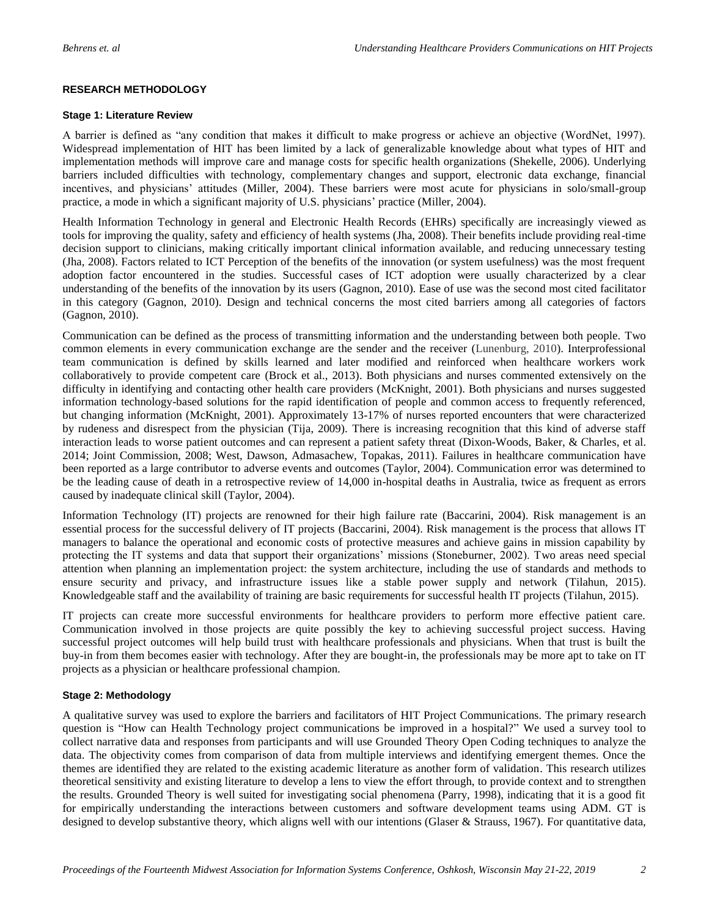## RESEARCH METHODOLOGY

### Stage 1: Literature Review

A barrier is defined as "any condition that makes it difficult to make progress or achieve an objective (WordNet, 1997). Widespread implementation of HIT has been limited by a lack of generalizable knowledge about what types of HIT and implementation methods will improve care and manage costs for specific health organizations (Shekelle, 2006). Underlying barriers included difficulties with technology, complementary changes and support, electronic data exchange, financial incentives, and physicians' attitudes (Miller, 2004). These barriers were most acute for physicians in solo/small-group practice, a mode in which a significant majority of U.S. physicians' practice (Miller, 2004).

Health Information Technology in general and Electronic Health Records (EHRs) specifically are increasingly viewed as tools for improving the quality, safety and efficiency of health systems (Jha, 2008). Their benefits include providing real-time decision support to clinicians, making critically important clinical information available, and reducing unnecessary testing (Jha, 2008). Factors related to ICT Perception of the benefits of the innovation (or system usefulness) was the most frequent adoption factor encountered in the studies. Successful cases of ICT adoption were usually characterized by a clear understanding of the benefits of the innovation by its users (Gagnon, 2010). Ease of use was the second most cited facilitator in this category (Gagnon, 2010). Design and technical concerns the most cited barriers among all categories of factors (Gagnon, 2010).

Communication can be defined as the process of transmitting information and the understanding between both people. Two common elements in every communication exchange are the sender and the receiver (Lunenburg, 2010). Interprofessional team communication is defined by skills learned and later modified and reinforced when healthcare workers work collaboratively to provide competent care (Brock et al., 2013). Both physicians and nurses commented extensively on the difficulty in identifying and contacting other health care providers (McKnight, 2001). Both physicians and nurses suggested information technology-based solutions for the rapid identification of people and common access to frequently referenced, but changing information (McKnight, 2001). Approximately 13-17% of nurses reported encounters that were characterized by rudeness and disrespect from the physician (Tija, 2009). There is increasing recognition that this kind of adverse staff interaction leads to worse patient outcomes and can represent a patient safety threat (Dixon-Woods, Baker, & Charles, et al. 2014; Joint Commission, 2008; West, Dawson, Admasachew, Topakas, 2011). Failures in healthcare communication have been reported as a large contributor to adverse events and outcomes (Taylor, 2004). Communication error was determined to be the leading cause of death in a retrospective review of 14,000 in-hospital deaths in Australia, twice as frequent as errors caused by inadequate clinical skill (Taylor, 2004).

Information Technology (IT) projects are renowned for their high failure rate (Baccarini, 2004). Risk management is an essential process for the successful delivery of IT projects (Baccarini, 2004). Risk management is the process that allows IT managers to balance the operational and economic costs of protective measures and achieve gains in mission capability by protecting the IT systems and data that support their organizations' missions (Stoneburner, 2002). Two areas need special attention when planning an implementation project: the system architecture, including the use of standards and methods to ensure security and privacy, and infrastructure issues like a stable power supply and network (Tilahun, 2015). Knowledgeable staff and the availability of training are basic requirements for successful health IT projects (Tilahun, 2015).

IT projects can create more successful environments for healthcare providers to perform more effective patient care. Communication involved in those projects are quite possibly the key to achieving successful project success. Having successful project outcomes will help build trust with healthcare professionals and physicians. When that trust is built the buy-in from them becomes easier with technology. After they are bought-in, the professionals may be more apt to take on IT projects as a physician or healthcare professional champion.

### Stage 2: Methodology

A qualitative survey was used to explore the barriers and facilitators of HIT Project Communications. The primary research question is "How can Health Technology project communications be improved in a hospital?" We used a survey tool to collect narrative data and responses from participants and will use Grounded Theory Open Coding techniques to analyze the data. The objectivity comes from comparison of data from multiple interviews and identifying emergent themes. Once the themes are identified they are related to the existing academic literature as another form of validation. This research utilizes theoretical sensitivity and existing literature to develop a lens to view the effort through, to provide context and to strengthen the results. Grounded Theory is well suited for investigating social phenomena (Parry, 1998), indicating that it is a good fit for empirically understanding the interactions between customers and software development teams using ADM. GT is designed to develop substantive theory, which aligns well with our intentions (Glaser & Strauss, 1967). For quantitative data,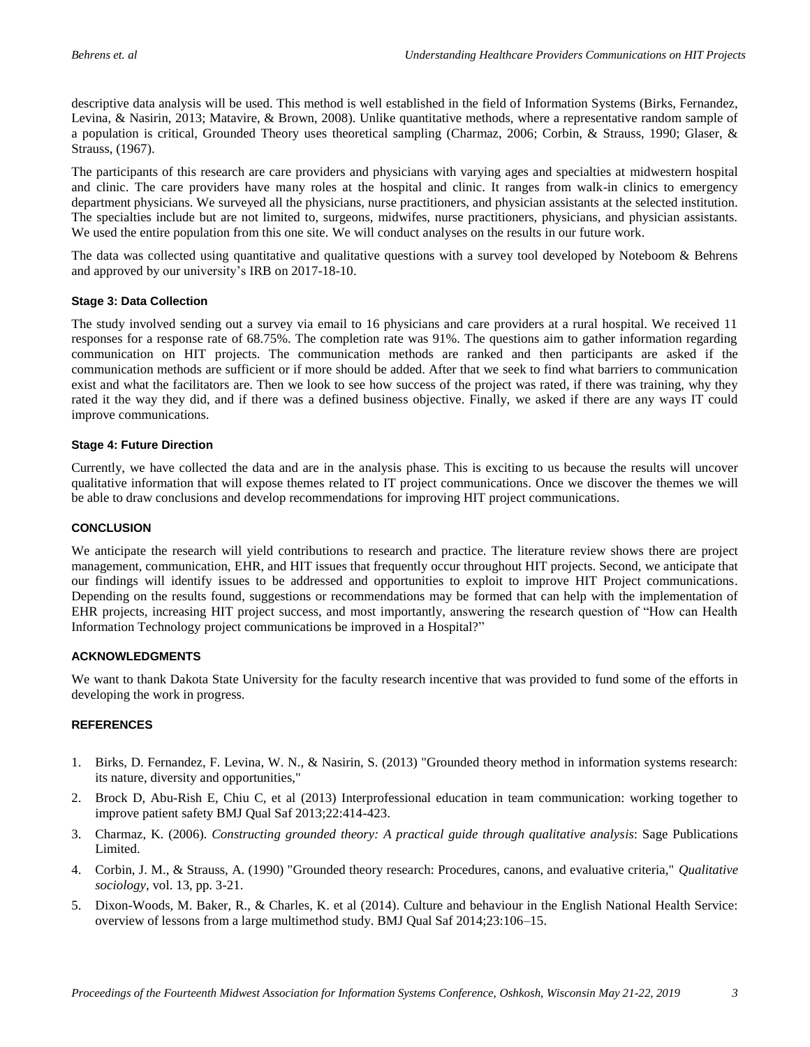descriptive data analysis will be used. This method is well established in the field of Information Systems (Birks, Fernandez, Levina, & Nasirin, 2013; Matavire, & Brown, 2008). Unlike quantitative methods, where a representative random sample of a population is critical, Grounded Theory uses theoretical sampling (Charmaz, 2006; Corbin, & Strauss, 1990; Glaser, & Strauss, (1967).

The participants of this research are care providers and physicians with varying ages and specialties at midwestern hospital and clinic. The care providers have many roles at the hospital and clinic. It ranges from walk-in clinics to emergency department physicians. We surveyed all the physicians, nurse practitioners, and physician assistants at the selected institution. The specialties include but are not limited to, surgeons, midwifes, nurse practitioners, physicians, and physician assistants. We used the entire population from this one site. We will conduct analyses on the results in our future work.

The data was collected using quantitative and qualitative questions with a survey tool developed by Noteboom & Behrens and approved by our university's IRB on 2017-18-10.

#### Stage 3: Data Collection

The study involved sending out a survey via email to 16 physicians and care providers at a rural hospital. We received 11 responses for a response rate of 68.75%. The completion rate was 91%. The questions aim to gather information regarding communication on HIT projects. The communication methods are ranked and then participants are asked if the communication methods are sufficient or if more should be added. After that we seek to find what barriers to communication exist and what the facilitators are. Then we look to see how success of the project was rated, if there was training, why they rated it the way they did, and if there was a defined business objective. Finally, we asked if there are any ways IT could improve communications.

#### Stage 4: Future Direction

Currently, we have collected the data and are in the analysis phase. This is exciting to us because the results will uncover qualitative information that will expose themes related to IT project communications. Once we discover the themes we will be able to draw conclusions and develop recommendations for improving HIT project communications.

### CONCLUSION

We anticipate the research will yield contributions to research and practice. The literature review shows there are project management, communication, EHR, and HIT issues that frequently occur throughout HIT projects. Second, we anticipate that our findings will identify issues to be addressed and opportunities to exploit to improve HIT Project communications. Depending on the results found, suggestions or recommendations may be formed that can help with the implementation of EHR projects, increasing HIT project success, and most importantly, answering the research question of "How can Health Information Technology project communications be improved in a Hospital?"

### ACKNOWLEDGMENTS

We want to thank Dakota State University for the faculty research incentive that was provided to fund some of the efforts in developing the work in progress.

### REFERENCES

1. Birks, D. Fernandez, F. Levina, W. N., & Nasirin, S. (2013) "Grounded theory method in information systems research: its nature, diversity and opportunities,"
2. Brock D, Abu-Rish E, Chiu C, et al (2013) Interprofessional education in team communication: working together to improve patient safety BMJ Qual Saf 2013;22:414-423.
3. Charmaz, K. (2006). *Constructing grounded theory: A practical guide through qualitative analysis*: Sage Publications Limited.
4. Corbin, J. M., & Strauss, A. (1990) "Grounded theory research: Procedures, canons, and evaluative criteria," *Qualitative sociology*, vol. 13, pp. 3-21.
5. Dixon-Woods, M. Baker, R., & Charles, K. et al (2014). Culture and behaviour in the English National Health Service: overview of lessons from a large multimethod study. BMJ Qual Saf 2014;23:106–15.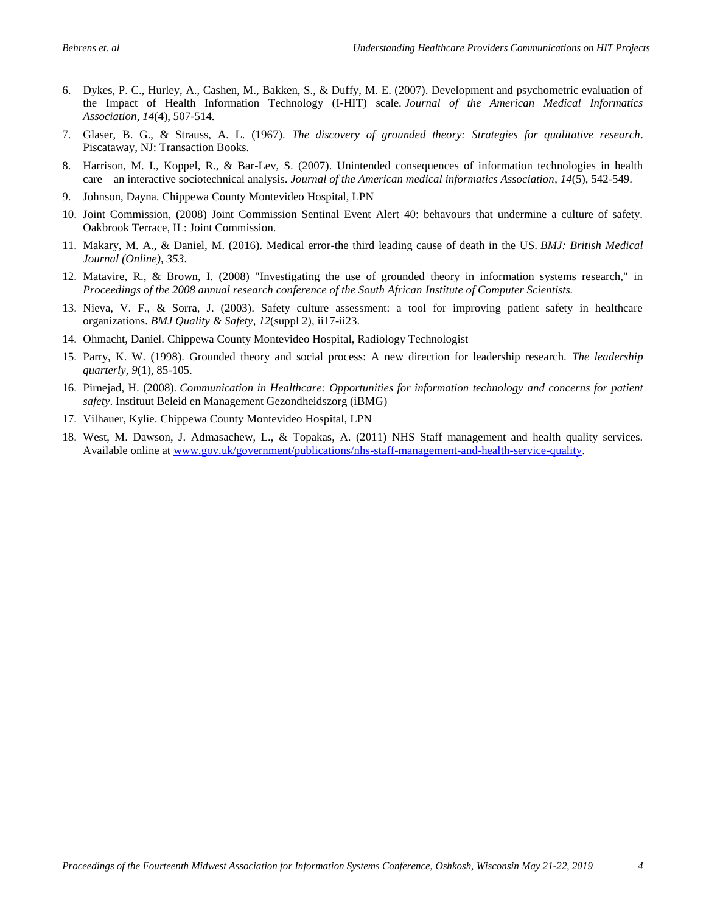6. Dykes, P. C., Hurley, A., Cashen, M., Bakken, S., & Duffy, M. E. (2007). Development and psychometric evaluation of the Impact of Health Information Technology (I-HIT) scale. *Journal of the American Medical Informatics Association*, *14*(4), 507-514.
7. Glaser, B. G., & Strauss, A. L. (1967). *The discovery of grounded theory: Strategies for qualitative research*. Piscataway, NJ: Transaction Books.
8. Harrison, M. I., Koppel, R., & Bar-Lev, S. (2007). Unintended consequences of information technologies in health care—an interactive sociotechnical analysis. *Journal of the American medical informatics Association*, *14*(5), 542-549.
9. Johnson, Dayna. Chippewa County Montevideo Hospital, LPN
10. Joint Commission, (2008) Joint Commission Sentinal Event Alert 40: behavours that undermine a culture of safety. Oakbrook Terrace, IL: Joint Commission.
11. Makary, M. A., & Daniel, M. (2016). Medical error-the third leading cause of death in the US. *BMJ: British Medical Journal (Online)*, *353*.
12. Matavire, R., & Brown, I. (2008) "Investigating the use of grounded theory in information systems research," in *Proceedings of the 2008 annual research conference of the South African Institute of Computer Scientists.*
13. Nieva, V. F., & Sorra, J. (2003). Safety culture assessment: a tool for improving patient safety in healthcare organizations. *BMJ Quality & Safety*, *12*(suppl 2), ii17-ii23.
14. Ohmacht, Daniel. Chippewa County Montevideo Hospital, Radiology Technologist
15. Parry, K. W. (1998). Grounded theory and social process: A new direction for leadership research. *The leadership quarterly*, *9*(1), 85-105.
16. Pirnejad, H. (2008). *Communication in Healthcare: Opportunities for information technology and concerns for patient safety*. Instituut Beleid en Management Gezondheidszorg (iBMG)
17. Vilhauer, Kylie. Chippewa County Montevideo Hospital, LPN
18. West, M. Dawson, J. Admasachew, L., & Topakas, A. (2011) NHS Staff management and health quality services. Available online at [www.gov.uk/government/publications/nhs-staff-management-and-health-service-quality](www.gov.uk/government/publications/nhs-staff-management-and-health-service-quality).